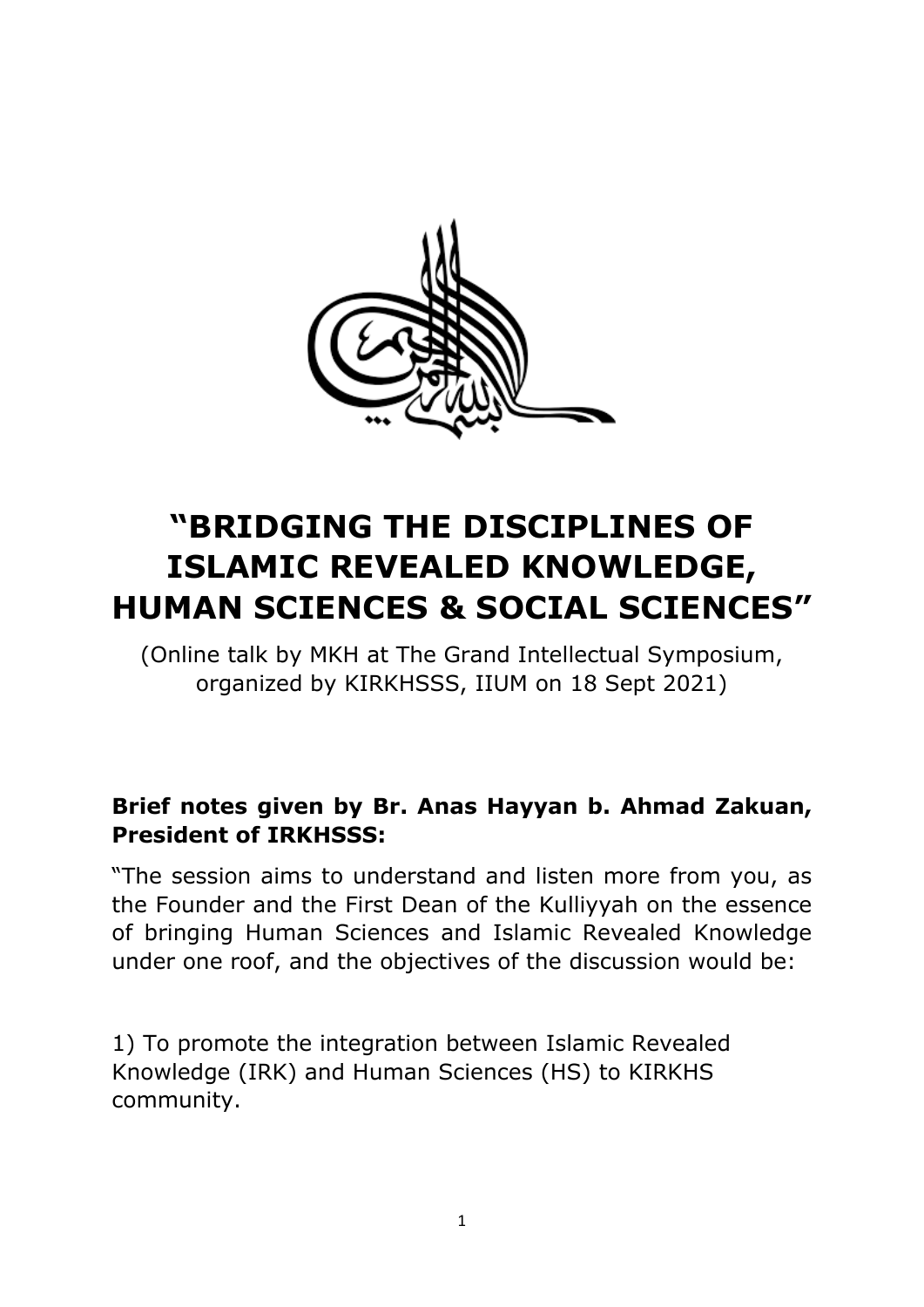# "BRIDGING THE DISCIPLINES OF ISLAMIC REVEALED KNOWLEDGE, HUMAN SCIENCES & SOCIAL SCIENCES"

(Online talk by MKH at The Grand Intellectual Symposium, organized by KIRKHSSS, IIUM on 18 Sept 2021)

**Brief notes given by Br. Anas Hayyan b. Ahmad Zakuan, President of IRKHSSS:**

"The session aims to understand and listen more from you, as the Founder and the First Dean of the Kulliyyah on the essence of bringing Human Sciences and Islamic Revealed Knowledge under one roof, and the objectives of the discussion would be:

1) To promote the integration between Islamic Revealed Knowledge (IRK) and Human Sciences (HS) to KIRKHS community.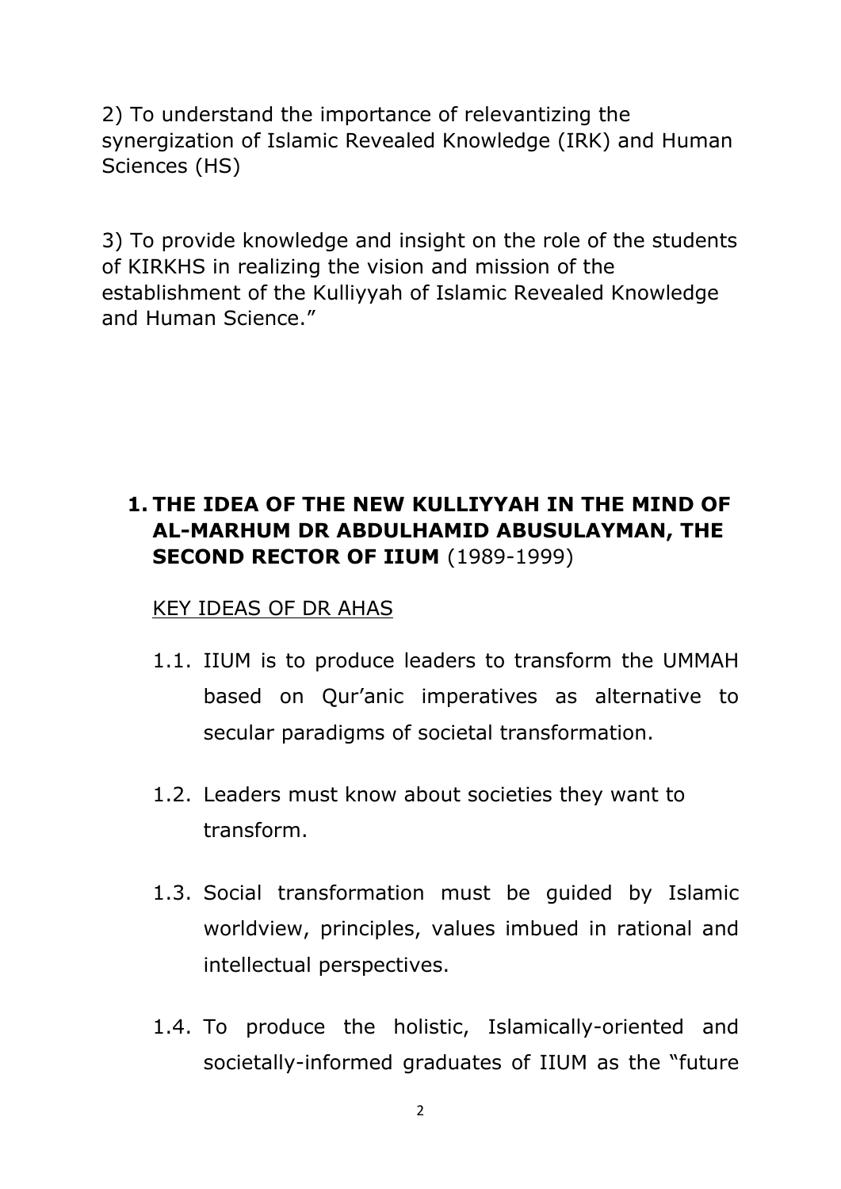2) To understand the importance of relevantizing the synergization of Islamic Revealed Knowledge (IRK) and Human Sciences (HS)

3) To provide knowledge and insight on the role of the students of KIRKHS in realizing the vision and mission of the establishment of the Kulliyyah of Islamic Revealed Knowledge and Human Science."

## 1. THE IDEA OF THE NEW KULLIYYAH IN THE MIND OF AL-MARHUM DR ABDULHAMID ABUSULAYMAN, THE SECOND RECTOR OF IIUM (1989-1999)

<u>KEY IDEAS OF DR AHAS</u>

1.1. IIUM is to produce leaders to transform the UMMAH based on Qur'anic imperatives as alternative to secular paradigms of societal transformation.

1.2. Leaders must know about societies they want to transform.

1.3. Social transformation must be guided by Islamic worldview, principles, values imbued in rational and intellectual perspectives.

1.4. To produce the holistic, Islamically-oriented and societally-informed graduates of IIUM as the "future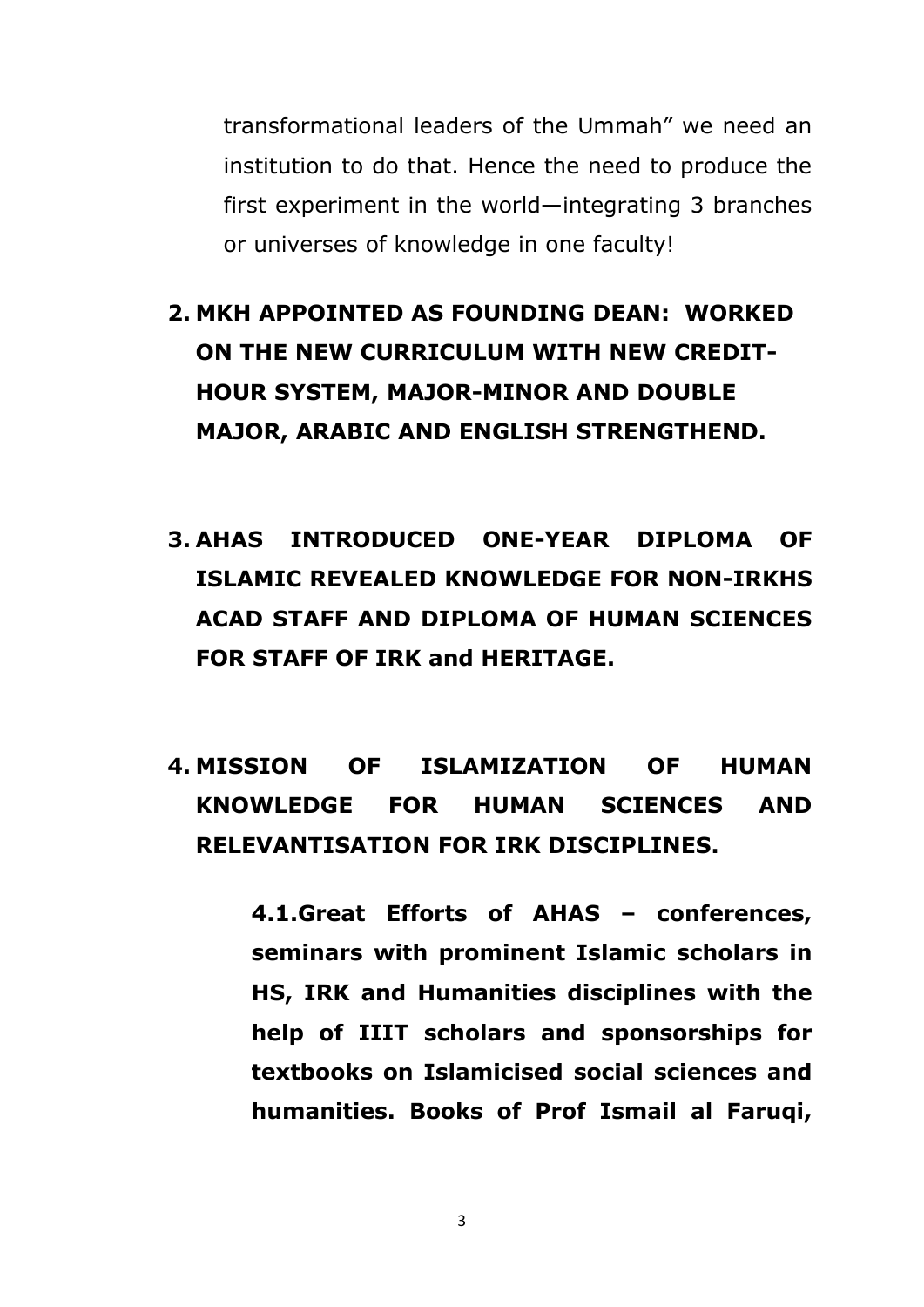transformational leaders of the Ummah" we need an institution to do that. Hence the need to produce the first experiment in the world—integrating 3 branches or universes of knowledge in one faculty!

2. **MKH APPOINTED AS FOUNDING DEAN: WORKED ON THE NEW CURRICULUM WITH NEW CREDIT-HOUR SYSTEM, MAJOR-MINOR AND DOUBLE MAJOR, ARABIC AND ENGLISH STRENGTHEND.**

3. **AHAS INTRODUCED ONE-YEAR DIPLOMA OF ISLAMIC REVEALED KNOWLEDGE FOR NON-IRKHS ACAD STAFF AND DIPLOMA OF HUMAN SCIENCES FOR STAFF OF IRK and HERITAGE.**

4. **MISSION OF ISLAMIZATION OF HUMAN KNOWLEDGE FOR HUMAN SCIENCES AND RELEVANTISATION FOR IRK DISCIPLINES.**

    **4.1.Great Efforts of AHAS – conferences, seminars with prominent Islamic scholars in HS, IRK and Humanities disciplines with the help of IIIT scholars and sponsorships for textbooks on Islamicised social sciences and humanities. Books of Prof Ismail al Faruqi,**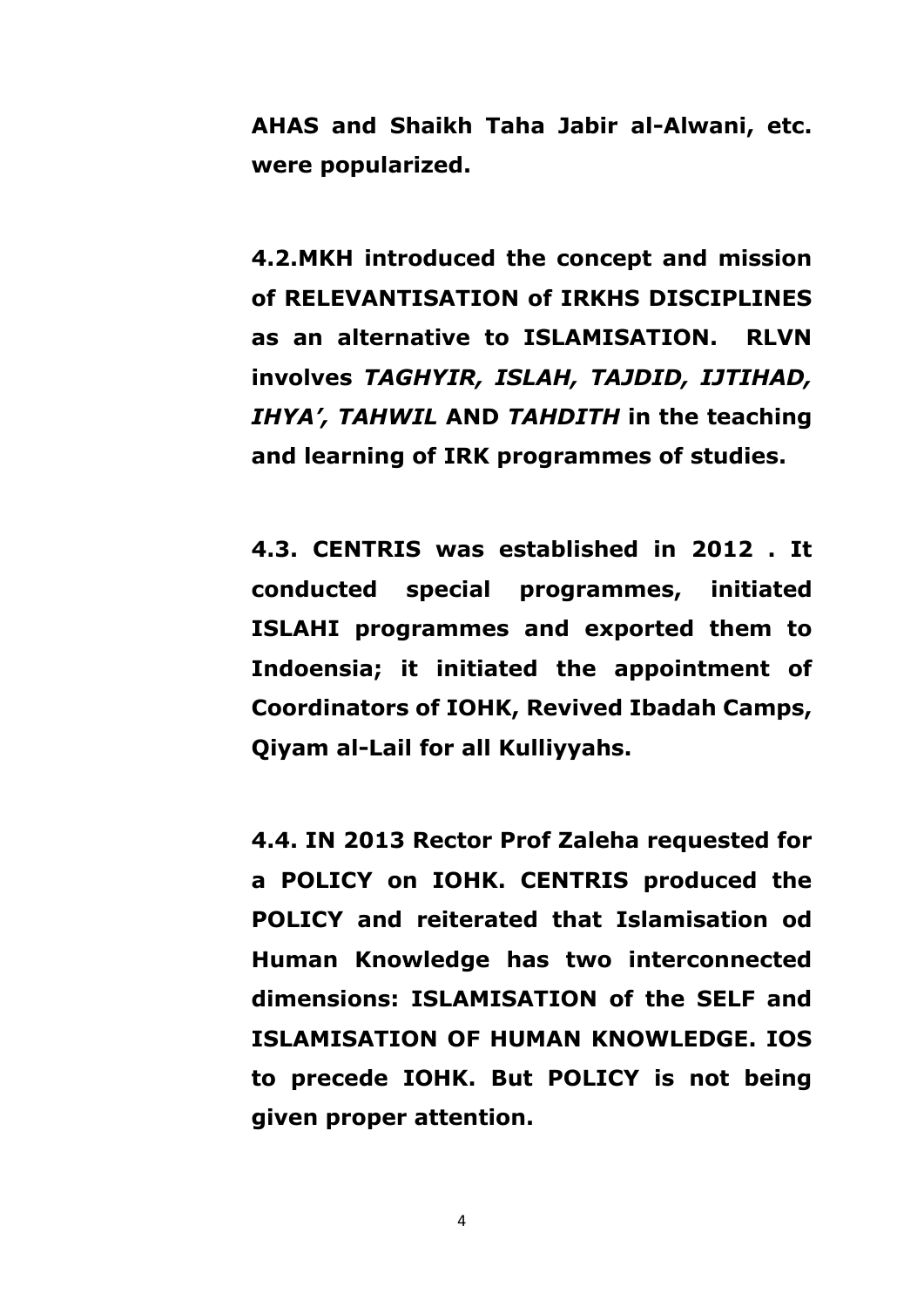**AHAS and Shaikh Taha Jabir al-Alwani, etc. were popularized.**

**4.2.MKH introduced the concept and mission of RELEVANTISATION of IRKHS DISCIPLINES as an alternative to ISLAMISATION. RLVN involves *TAGHYIR, ISLAH, TAJDID, IJTIHAD, IHYA', TAHWIL* AND *TAHDITH* in the teaching and learning of IRK programmes of studies.**

**4.3. CENTRIS was established in 2012 . It conducted special programmes, initiated ISLAHI programmes and exported them to Indoensia; it initiated the appointment of Coordinators of IOHK, Revived Ibadah Camps, Qiyam al-Lail for all Kulliyyahs.**

**4.4. IN 2013 Rector Prof Zaleha requested for a POLICY on IOHK. CENTRIS produced the POLICY and reiterated that Islamisation od Human Knowledge has two interconnected dimensions: ISLAMISATION of the SELF and ISLAMISATION OF HUMAN KNOWLEDGE. IOS to precede IOHK. But POLICY is not being given proper attention.**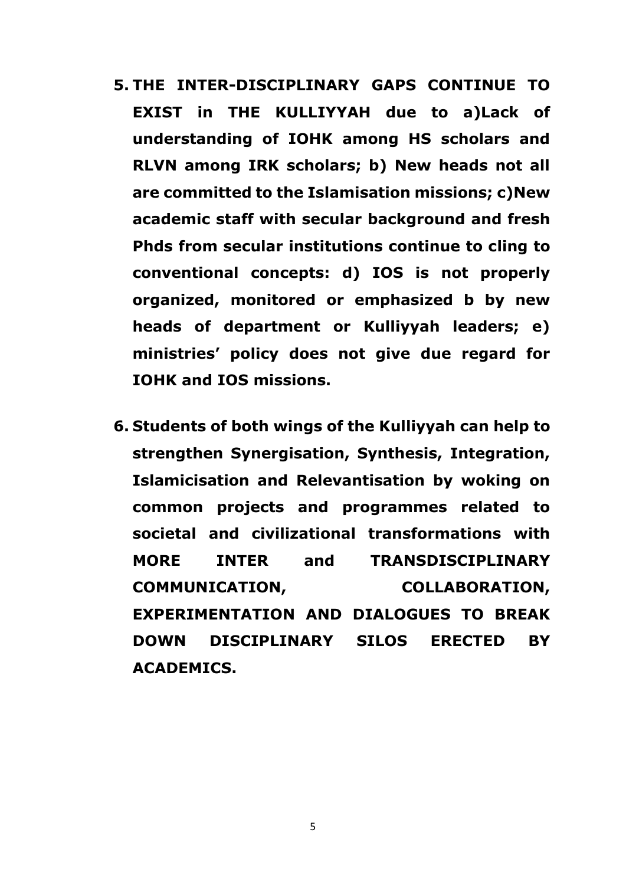5. **THE INTER-DISCIPLINARY GAPS CONTINUE TO EXIST in THE KULLIYYAH due to a)Lack of understanding of IOHK among HS scholars and RLVN among IRK scholars; b) New heads not all are committed to the Islamisation missions; c)New academic staff with secular background and fresh Phds from secular institutions continue to cling to conventional concepts: d) IOS is not properly organized, monitored or emphasized b by new heads of department or Kulliyyah leaders; e) ministries' policy does not give due regard for IOHK and IOS missions.**

6. **Students of both wings of the Kulliyyah can help to strengthen Synergisation, Synthesis, Integration, Islamicisation and Relevantisation by woking on common projects and programmes related to societal and civilizational transformations with MORE INTER and TRANSDISCIPLINARY COMMUNICATION, COLLABORATION, EXPERIMENTATION AND DIALOGUES TO BREAK DOWN DISCIPLINARY SILOS ERECTED BY ACADEMICS.**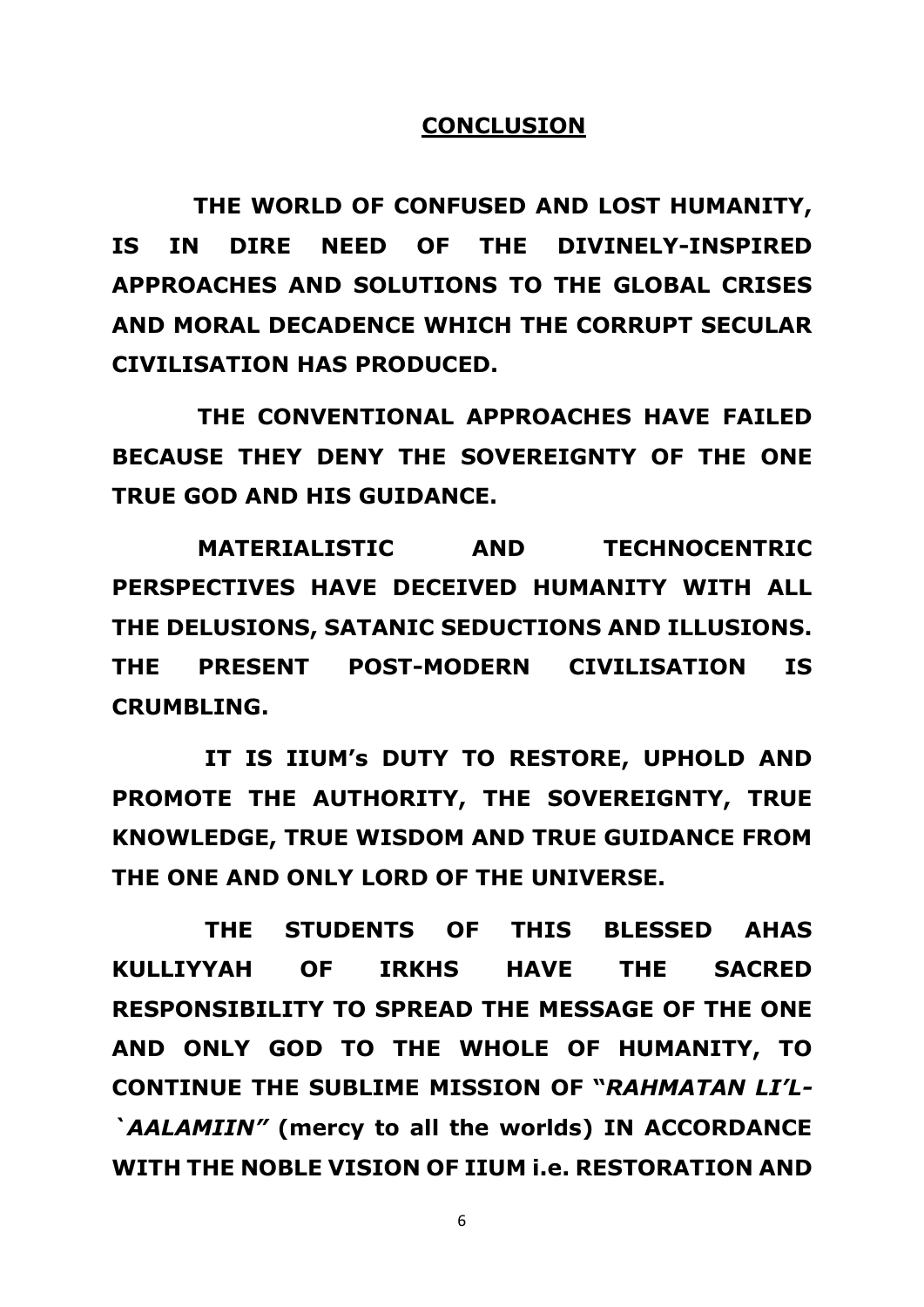## **CONCLUSION**

**THE WORLD OF CONFUSED AND LOST HUMANITY, IS IN DIRE NEED OF THE DIVINELY-INSPIRED APPROACHES AND SOLUTIONS TO THE GLOBAL CRISES AND MORAL DECADENCE WHICH THE CORRUPT SECULAR CIVILISATION HAS PRODUCED.**

**THE CONVENTIONAL APPROACHES HAVE FAILED BECAUSE THEY DENY THE SOVEREIGNTY OF THE ONE TRUE GOD AND HIS GUIDANCE.**

**MATERIALISTIC AND TECHNOCENTRIC PERSPECTIVES HAVE DECEIVED HUMANITY WITH ALL THE DELUSIONS, SATANIC SEDUCTIONS AND ILLUSIONS. THE PRESENT POST-MODERN CIVILISATION IS CRUMBLING.**

**IT IS IIUM's DUTY TO RESTORE, UPHOLD AND PROMOTE THE AUTHORITY, THE SOVEREIGNTY, TRUE KNOWLEDGE, TRUE WISDOM AND TRUE GUIDANCE FROM THE ONE AND ONLY LORD OF THE UNIVERSE.**

**THE STUDENTS OF THIS BLESSED AHAS KULLIYYAH OF IRKHS HAVE THE SACRED RESPONSIBILITY TO SPREAD THE MESSAGE OF THE ONE AND ONLY GOD TO THE WHOLE OF HUMANITY, TO CONTINUE THE SUBLIME MISSION OF "*RAHMATAN LI'L-`AALAMIIN*" (mercy to all the worlds) IN ACCORDANCE WITH THE NOBLE VISION OF IIUM i.e. RESTORATION AND**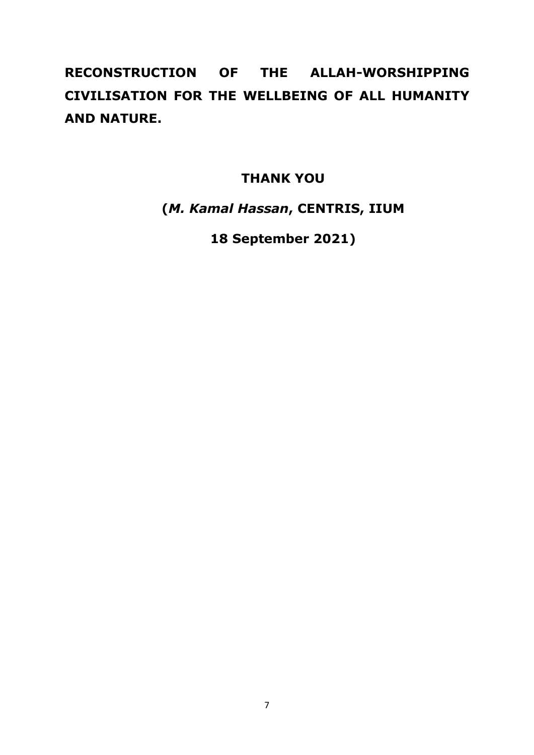**RECONSTRUCTION OF THE ALLAH-WORSHIPPING CIVILISATION FOR THE WELLBEING OF ALL HUMANITY AND NATURE.**

**THANK YOU**

**(*M. Kamal Hassan*, CENTRIS, IIUM**

**18 September 2021)**